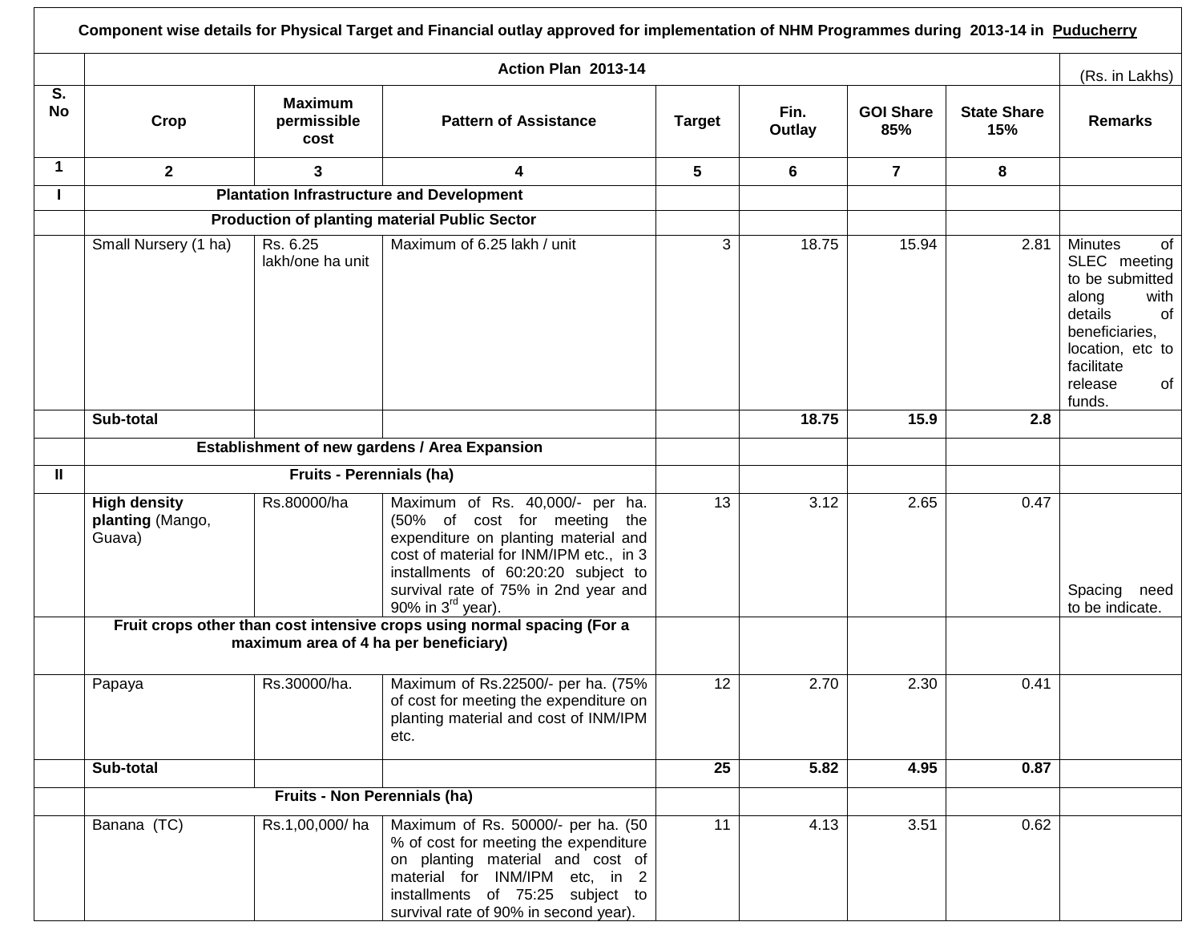**Component wise details for Physical Target and Financial outlay approved for implementation of NHM Programmes during 2013-14 in Puducherry**

| S. No | Crop | Maximum permissible cost | Pattern of Assistance | Target | Fin. Outlay | GOI Share 85% | State Share 15% | Remarks |
|---|---|---|---|---|---|---|---|---|
| | **Action Plan 2013-14** | | | | | | | (Rs. in Lakhs) |
| 1 | 2 | 3 | 4 | 5 | 6 | 7 | 8 | |
| **I** | **Plantation Infrastructure and Development** | | | | | | | |
| | **Production of planting material Public Sector** | | | | | | | |
| | Small Nursery (1 ha) | Rs. 6.25 lakh/one ha unit | Maximum of 6.25 lakh / unit | 3 | 18.75 | 15.94 | 2.81 | Minutes of SLEC meeting to be submitted along with details of beneficiaries, location, etc to facilitate release of funds. |
| | **Sub-total** | | | | **18.75** | **15.9** | **2.8** | |
| | **Establishment of new gardens / Area Expansion** | | | | | | | |
| **II** | **Fruits - Perennials (ha)** | | | | | | | |
| | **High density planting** (Mango, Guava) | Rs.80000/ha | Maximum of Rs. 40,000/- per ha. (50% of cost for meeting the expenditure on planting material and cost of material for INM/IPM etc., in 3 installments of 60:20:20 subject to survival rate of 75% in 2nd year and 90% in 3rd year). | 13 | 3.12 | 2.65 | 0.47 | Spacing need to be indicate. |
| | **Fruit crops other than cost intensive crops using normal spacing (For a maximum area of 4 ha per beneficiary)** | | | | | | | |
| | Papaya | Rs.30000/ha. | Maximum of Rs.22500/- per ha. (75% of cost for meeting the expenditure on planting material and cost of INM/IPM etc. | 12 | 2.70 | 2.30 | 0.41 | |
| | **Sub-total** | | | **25** | **5.82** | **4.95** | **0.87** | |
| | **Fruits - Non Perennials (ha)** | | | | | | | |
| | Banana (TC) | Rs.1,00,000/ ha | Maximum of Rs. 50000/- per ha. (50 % of cost for meeting the expenditure on planting material and cost of material for INM/IPM etc, in 2 installments of 75:25 subject to survival rate of 90% in second year). | 11 | 4.13 | 3.51 | 0.62 | |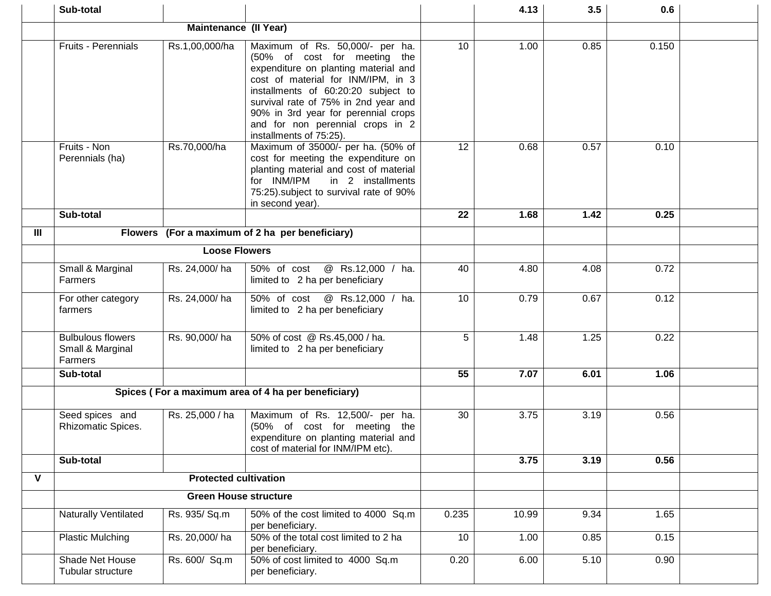| | | | | | | | | |
|---|---|---|---|---|---|---|---|---|
| | **Sub-total** | | | | **4.13** | **3.5** | **0.6** | |
| | **Maintenance (II Year)** | | | | | | | |
| | Fruits - Perennials | Rs.1,00,000/ha | Maximum of Rs. 50,000/- per ha. (50% of cost for meeting the expenditure on planting material and cost of material for INM/IPM, in 3 installments of 60:20:20 subject to survival rate of 75% in 2nd year and 90% in 3rd year for perennial crops and for non perennial crops in 2 installments of 75:25). | 10 | 1.00 | 0.85 | 0.150 | |
| | Fruits - Non Perennials (ha) | Rs.70,000/ha | Maximum of 35000/- per ha. (50% of cost for meeting the expenditure on planting material and cost of material for INM/IPM in 2 installments 75:25).subject to survival rate of 90% in second year). | 12 | 0.68 | 0.57 | 0.10 | |
| | **Sub-total** | | | **22** | **1.68** | **1.42** | **0.25** | |
| **III** | **Flowers (For a maximum of 2 ha per beneficiary)** | | | | | | | |
| | **Loose Flowers** | | | | | | | |
| | Small & Marginal Farmers | Rs. 24,000/ ha | 50% of cost @ Rs.12,000 / ha. limited to 2 ha per beneficiary | 40 | 4.80 | 4.08 | 0.72 | |
| | For other category farmers | Rs. 24,000/ ha | 50% of cost @ Rs.12,000 / ha. limited to 2 ha per beneficiary | 10 | 0.79 | 0.67 | 0.12 | |
| | Bulbulous flowers Small & Marginal Farmers | Rs. 90,000/ ha | 50% of cost @ Rs.45,000 / ha. limited to 2 ha per beneficiary | 5 | 1.48 | 1.25 | 0.22 | |
| | **Sub-total** | | | **55** | **7.07** | **6.01** | **1.06** | |
| | **Spices ( For a maximum area of 4 ha per beneficiary)** | | | | | | | |
| | Seed spices and Rhizomatic Spices. | Rs. 25,000 / ha | Maximum of Rs. 12,500/- per ha. (50% of cost for meeting the expenditure on planting material and cost of material for INM/IPM etc). | 30 | 3.75 | 3.19 | 0.56 | |
| | **Sub-total** | | | | **3.75** | **3.19** | **0.56** | |
| **V** | **Protected cultivation** | | | | | | | |
| | **Green House structure** | | | | | | | |
| | Naturally Ventilated | Rs. 935/ Sq.m | 50% of the cost limited to 4000 Sq.m per beneficiary. | 0.235 | 10.99 | 9.34 | 1.65 | |
| | Plastic Mulching | Rs. 20,000/ ha | 50% of the total cost limited to 2 ha per beneficiary. | 10 | 1.00 | 0.85 | 0.15 | |
| | Shade Net House Tubular structure | Rs. 600/ Sq.m | 50% of cost limited to 4000 Sq.m per beneficiary. | 0.20 | 6.00 | 5.10 | 0.90 | |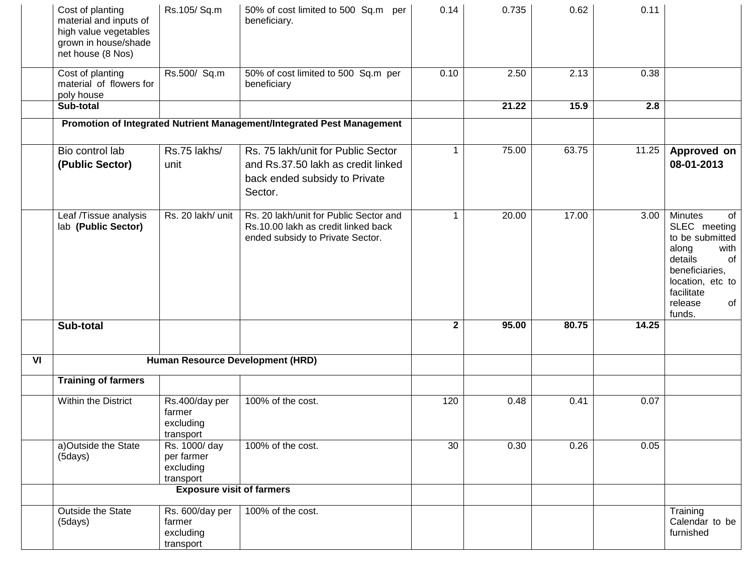| | | | | | | | | |
|---|---|---|---|---|---|---|---|---|
| | Cost of planting material and inputs of high value vegetables grown in house/shade net house (8 Nos) | Rs.105/ Sq.m | 50% of cost limited to 500 Sq.m per beneficiary. | 0.14 | 0.735 | 0.62 | 0.11 | |
| | Cost of planting material of flowers for poly house | Rs.500/ Sq.m | 50% of cost limited to 500 Sq.m per beneficiary | 0.10 | 2.50 | 2.13 | 0.38 | |
| | **Sub-total** | | | | **21.22** | **15.9** | **2.8** | |
| | **Promotion of Integrated Nutrient Management/Integrated Pest Management** | | | | | | | |
| | Bio control lab **(Public Sector)** | Rs.75 lakhs/ unit | Rs. 75 lakh/unit for Public Sector and Rs.37.50 lakh as credit linked back ended subsidy to Private Sector. | 1 | 75.00 | 63.75 | 11.25 | **Approved on 08-01-2013** |
| | Leaf /Tissue analysis lab **(Public Sector)** | Rs. 20 lakh/ unit | Rs. 20 lakh/unit for Public Sector and Rs.10.00 lakh as credit linked back ended subsidy to Private Sector. | 1 | 20.00 | 17.00 | 3.00 | Minutes of SLEC meeting to be submitted along with details of beneficiaries, location, etc to facilitate release of funds. |
| | **Sub-total** | | | **2** | **95.00** | **80.75** | **14.25** | |
| **VI** | **Human Resource Development (HRD)** | | | | | | | |
| | **Training of farmers** | | | | | | | |
| | Within the District | Rs.400/day per farmer excluding transport | 100% of the cost. | 120 | 0.48 | 0.41 | 0.07 | |
| | a)Outside the State (5days) | Rs. 1000/ day per farmer excluding transport | 100% of the cost. | 30 | 0.30 | 0.26 | 0.05 | |
| | **Exposure visit of farmers** | | | | | | | |
| | Outside the State (5days) | Rs. 600/day per farmer excluding transport | 100% of the cost. | | | | | Training Calendar to be furnished |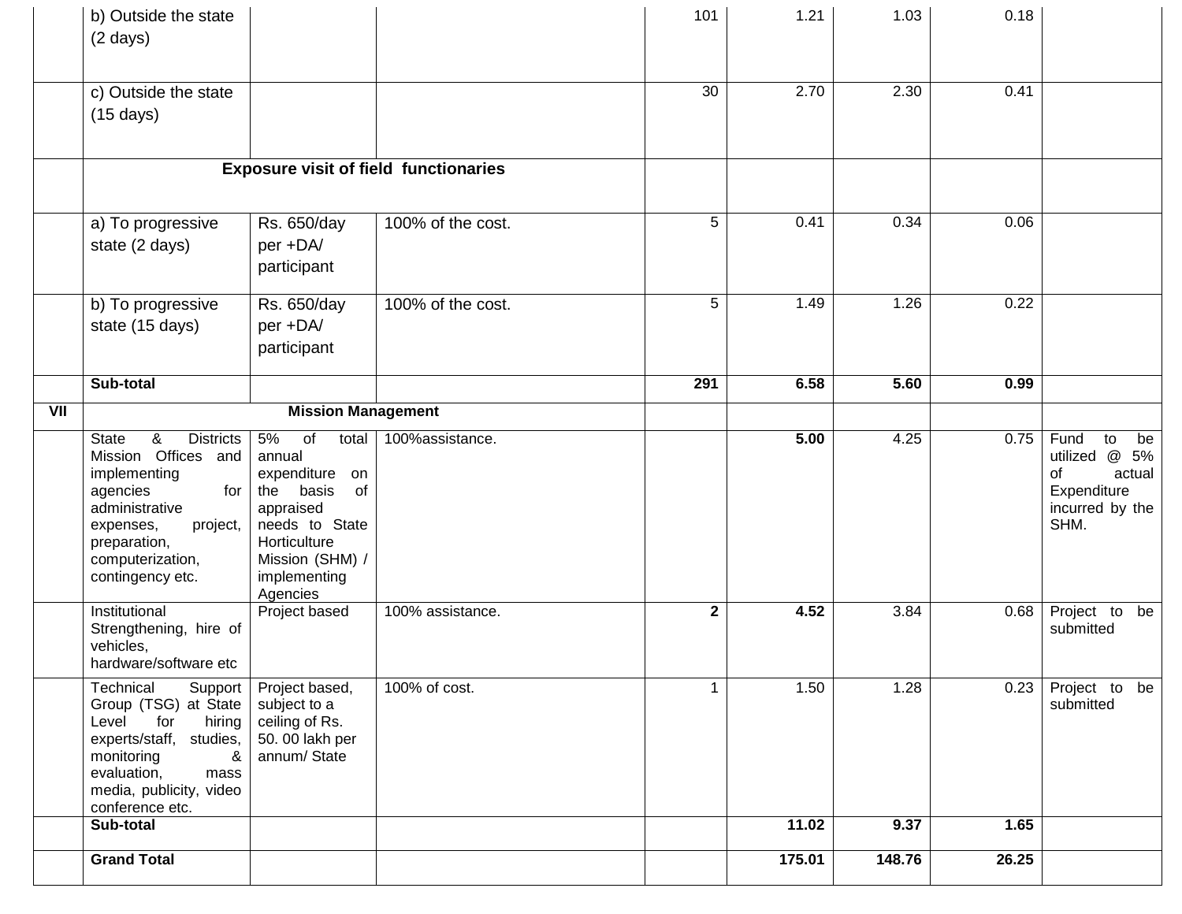| | | | | | | | | |
|---|---|---|---|---|---|---|---|---|
| | b) Outside the state (2 days) | | | 101 | 1.21 | 1.03 | 0.18 | |
| | c) Outside the state (15 days) | | | 30 | 2.70 | 2.30 | 0.41 | |
| | **Exposure visit of field functionaries** | | | | | | | |
| | a) To progressive state (2 days) | Rs. 650/day per +DA/ participant | 100% of the cost. | 5 | 0.41 | 0.34 | 0.06 | |
| | b) To progressive state (15 days) | Rs. 650/day per +DA/ participant | 100% of the cost. | 5 | 1.49 | 1.26 | 0.22 | |
| | **Sub-total** | | | **291** | **6.58** | **5.60** | **0.99** | |
| **VII** | **Mission Management** | | | | | | | |
| | State & Districts Mission Offices and implementing agencies for administrative expenses, project, preparation, computerization, contingency etc. | 5% of total annual expenditure on the basis of appraised needs to State Horticulture Mission (SHM) / implementing Agencies | 100%assistance. | | **5.00** | 4.25 | 0.75 | Fund to be utilized @ 5% of actual Expenditure incurred by the SHM. |
| | Institutional Strengthening, hire of vehicles, hardware/software etc | Project based | 100% assistance. | **2** | **4.52** | 3.84 | 0.68 | Project to be submitted |
| | Technical Support Group (TSG) at State Level for hiring experts/staff, studies, monitoring & evaluation, mass media, publicity, video conference etc. | Project based, subject to a ceiling of Rs. 50. 00 lakh per annum/ State | 100% of cost. | 1 | 1.50 | 1.28 | 0.23 | Project to be submitted |
| | **Sub-total** | | | | **11.02** | **9.37** | **1.65** | |
| | **Grand Total** | | | | **175.01** | **148.76** | **26.25** | |